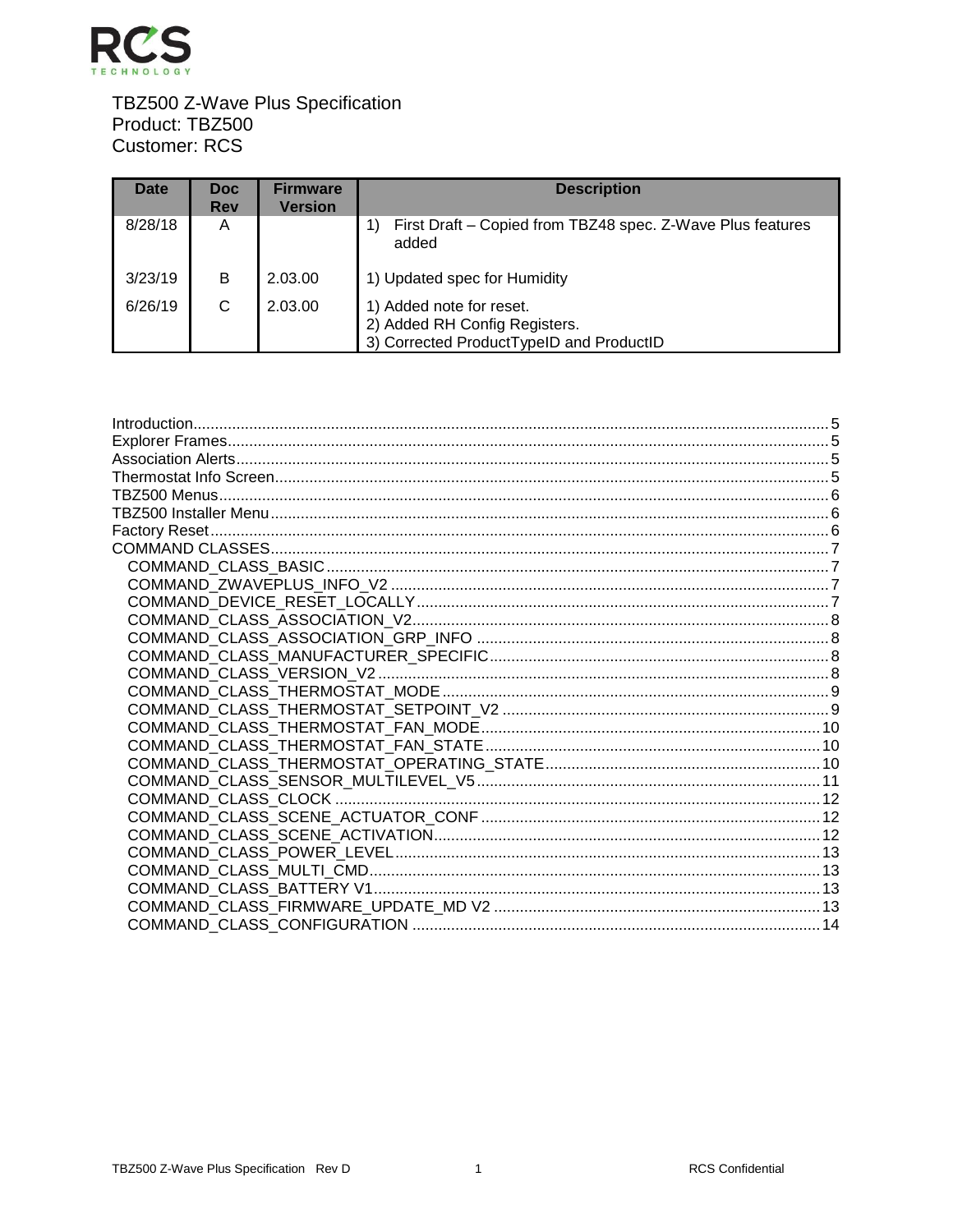RCS TECHNOLOGY

TBZ500 Z-Wave Plus Specification
Product: TBZ500
Customer: RCS

| Date | Doc Rev | Firmware Version | Description |
|---|---|---|---|
| 8/28/18 | A | | 1) First Draft – Copied from TBZ48 spec. Z-Wave Plus features added |
| 3/23/19 | B | 2.03.00 | 1) Updated spec for Humidity |
| 6/26/19 | C | 2.03.00 | 1) Added note for reset.<br>2) Added RH Config Registers.<br>3) Corrected ProductTypeID and ProductID |

Introduction........................................................................5
Explorer Frames....................................................................5
Association Alerts..................................................................5
Thermostat Info Screen..........................................................5
TBZ500 Menus.......................................................................6
TBZ500 Installer Menu...........................................................6
Factory Reset.........................................................................6
COMMAND CLASSES............................................................7
- COMMAND_CLASS_BASIC.................................................7
- COMMAND_ZWAVEPLUS_INFO_V2.....................................7
- COMMAND_DEVICE_RESET_LOCALLY...............................7
- COMMAND_CLASS_ASSOCIATION_V2...............................8
- COMMAND_CLASS_ASSOCIATION_GRP_INFO...................8
- COMMAND_CLASS_MANUFACTURER_SPECIFIC................8
- COMMAND_CLASS_VERSION_V2........................................8
- COMMAND_CLASS_THERMOSTAT_MODE..........................9
- COMMAND_CLASS_THERMOSTAT_SETPOINT_V2..............9
- COMMAND_CLASS_THERMOSTAT_FAN_MODE..................10
- COMMAND_CLASS_THERMOSTAT_FAN_STATE..................10
- COMMAND_CLASS_THERMOSTAT_OPERATING_STATE........10
- COMMAND_CLASS_SENSOR_MULTILEVEL_V5....................11
- COMMAND_CLASS_CLOCK..................................................12
- COMMAND_CLASS_SCENE_ACTUATOR_CONF....................12
- COMMAND_CLASS_SCENE_ACTIVATION.............................12
- COMMAND_CLASS_POWER_LEVEL......................................13
- COMMAND_CLASS_MULTI_CMD...........................................13
- COMMAND_CLASS_BATTERY V1.........................................13
- COMMAND_CLASS_FIRMWARE_UPDATE_MD V2..............13
- COMMAND_CLASS_CONFIGURATION.................................14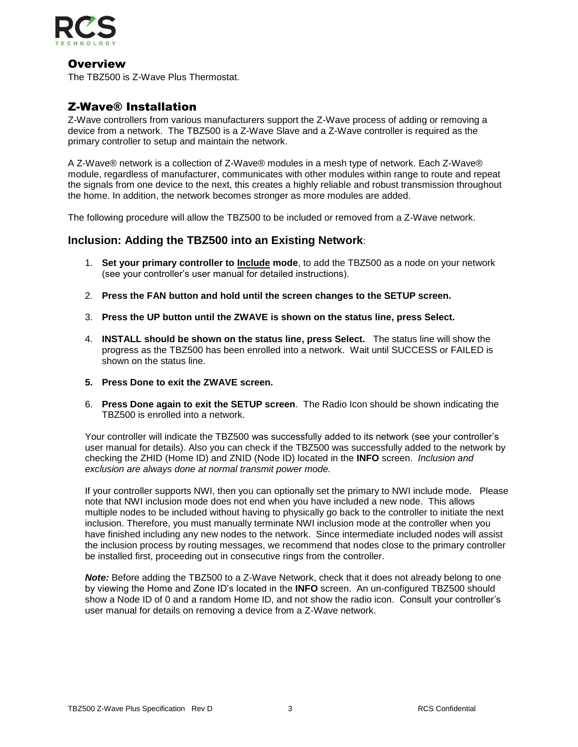## Overview

The TBZ500 is Z-Wave Plus Thermostat.

## Z-Wave® Installation

Z-Wave controllers from various manufacturers support the Z-Wave process of adding or removing a device from a network. The TBZ500 is a Z-Wave Slave and a Z-Wave controller is required as the primary controller to setup and maintain the network.

A Z-Wave® network is a collection of Z-Wave® modules in a mesh type of network. Each Z-Wave® module, regardless of manufacturer, communicates with other modules within range to route and repeat the signals from one device to the next, this creates a highly reliable and robust transmission throughout the home. In addition, the network becomes stronger as more modules are added.

The following procedure will allow the TBZ500 to be included or removed from a Z-Wave network.

### Inclusion: Adding the TBZ500 into an Existing Network:

1. **Set your primary controller to <u>Include</u> mode**, to add the TBZ500 as a node on your network (see your controller's user manual for detailed instructions).
2. **Press the FAN button and hold until the screen changes to the SETUP screen.**
3. **Press the UP button until the ZWAVE is shown on the status line, press Select.**
4. **INSTALL should be shown on the status line, press Select.** The status line will show the progress as the TBZ500 has been enrolled into a network. Wait until SUCCESS or FAILED is shown on the status line.
5. **Press Done to exit the ZWAVE screen.**
6. **Press Done again to exit the SETUP screen**. The Radio Icon should be shown indicating the TBZ500 is enrolled into a network.

Your controller will indicate the TBZ500 was successfully added to its network (see your controller's user manual for details). Also you can check if the TBZ500 was successfully added to the network by checking the ZHID (Home ID) and ZNID (Node ID) located in the **INFO** screen. *Inclusion and exclusion are always done at normal transmit power mode.*

If your controller supports NWI, then you can optionally set the primary to NWI include mode. Please note that NWI inclusion mode does not end when you have included a new node. This allows multiple nodes to be included without having to physically go back to the controller to initiate the next inclusion. Therefore, you must manually terminate NWI inclusion mode at the controller when you have finished including any new nodes to the network. Since intermediate included nodes will assist the inclusion process by routing messages, we recommend that nodes close to the primary controller be installed first, proceeding out in consecutive rings from the controller.

***Note:*** Before adding the TBZ500 to a Z-Wave Network, check that it does not already belong to one by viewing the Home and Zone ID's located in the **INFO** screen. An un-configured TBZ500 should show a Node ID of 0 and a random Home ID, and not show the radio icon. Consult your controller's user manual for details on removing a device from a Z-Wave network.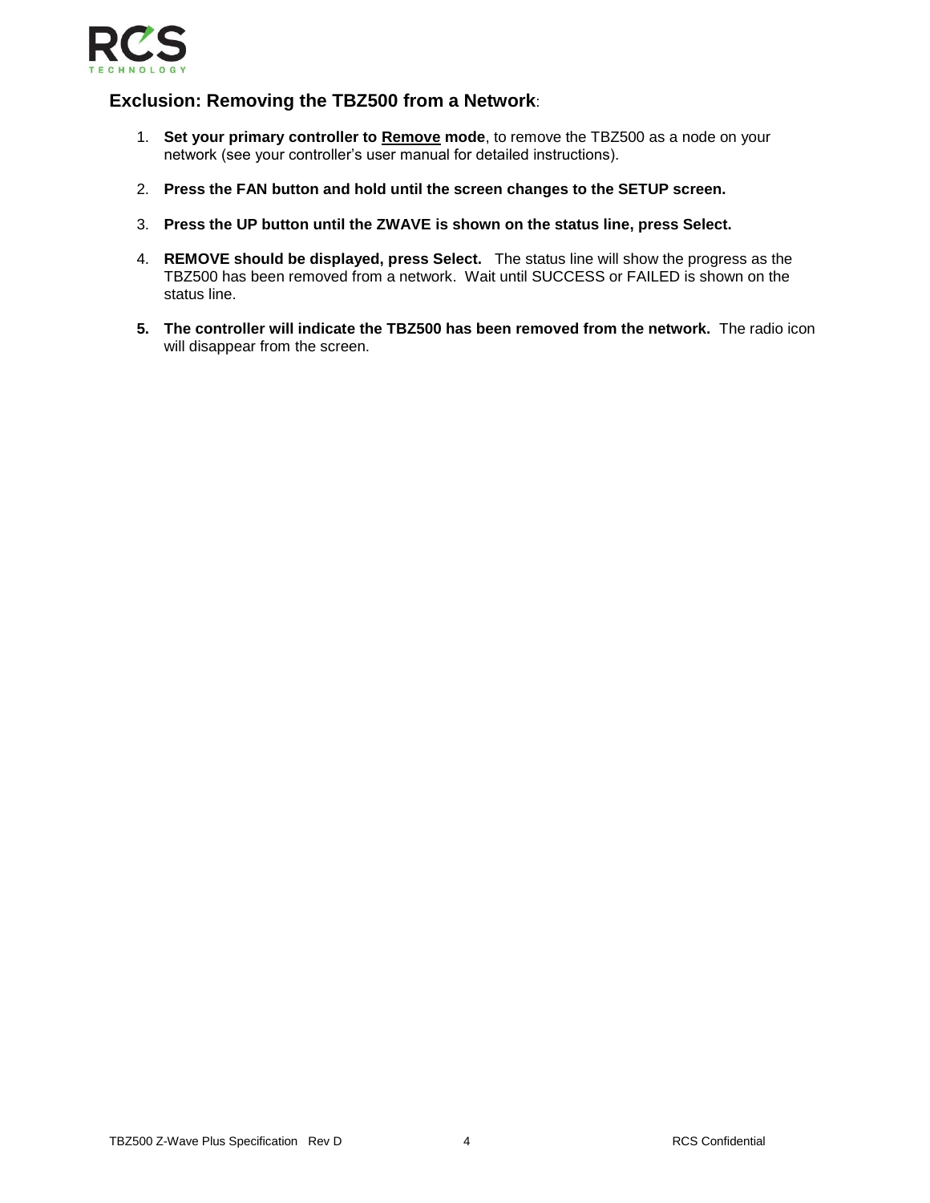## Exclusion: Removing the TBZ500 from a Network:

1. **Set your primary controller to <u>Remove</u> mode**, to remove the TBZ500 as a node on your network (see your controller's user manual for detailed instructions).

2. **Press the FAN button and hold until the screen changes to the SETUP screen.**

3. **Press the UP button until the ZWAVE is shown on the status line, press Select.**

4. **REMOVE should be displayed, press Select.** The status line will show the progress as the TBZ500 has been removed from a network. Wait until SUCCESS or FAILED is shown on the status line.

5. **The controller will indicate the TBZ500 has been removed from the network.** The radio icon will disappear from the screen.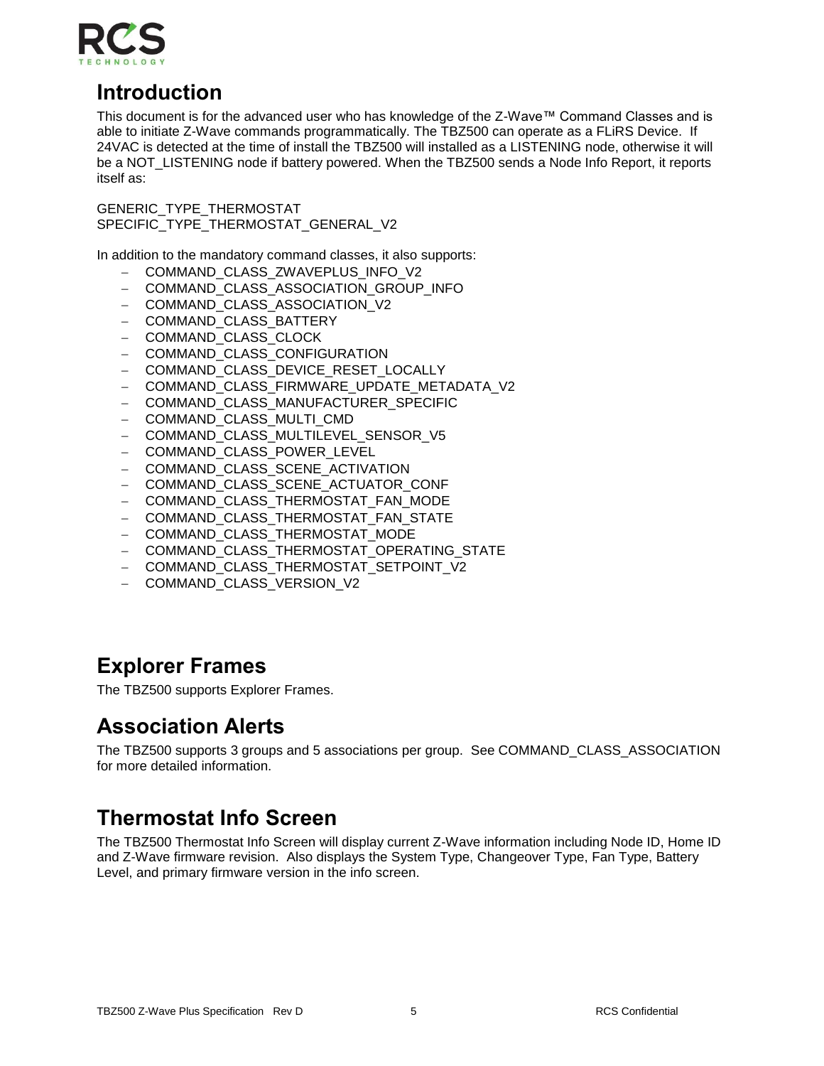## Introduction

This document is for the advanced user who has knowledge of the Z-Wave™ Command Classes and is able to initiate Z-Wave commands programmatically. The TBZ500 can operate as a FLiRS Device. If 24VAC is detected at the time of install the TBZ500 will installed as a LISTENING node, otherwise it will be a NOT_LISTENING node if battery powered. When the TBZ500 sends a Node Info Report, it reports itself as:

GENERIC_TYPE_THERMOSTAT
SPECIFIC_TYPE_THERMOSTAT_GENERAL_V2

In addition to the mandatory command classes, it also supports:

- COMMAND_CLASS_ZWAVEPLUS_INFO_V2
- COMMAND_CLASS_ASSOCIATION_GROUP_INFO
- COMMAND_CLASS_ASSOCIATION_V2
- COMMAND_CLASS_BATTERY
- COMMAND_CLASS_CLOCK
- COMMAND_CLASS_CONFIGURATION
- COMMAND_CLASS_DEVICE_RESET_LOCALLY
- COMMAND_CLASS_FIRMWARE_UPDATE_METADATA_V2
- COMMAND_CLASS_MANUFACTURER_SPECIFIC
- COMMAND_CLASS_MULTI_CMD
- COMMAND_CLASS_MULTILEVEL_SENSOR_V5
- COMMAND_CLASS_POWER_LEVEL
- COMMAND_CLASS_SCENE_ACTIVATION
- COMMAND_CLASS_SCENE_ACTUATOR_CONF
- COMMAND_CLASS_THERMOSTAT_FAN_MODE
- COMMAND_CLASS_THERMOSTAT_FAN_STATE
- COMMAND_CLASS_THERMOSTAT_MODE
- COMMAND_CLASS_THERMOSTAT_OPERATING_STATE
- COMMAND_CLASS_THERMOSTAT_SETPOINT_V2
- COMMAND_CLASS_VERSION_V2

## Explorer Frames

The TBZ500 supports Explorer Frames.

## Association Alerts

The TBZ500 supports 3 groups and 5 associations per group. See COMMAND_CLASS_ASSOCIATION for more detailed information.

## Thermostat Info Screen

The TBZ500 Thermostat Info Screen will display current Z-Wave information including Node ID, Home ID and Z-Wave firmware revision. Also displays the System Type, Changeover Type, Fan Type, Battery Level, and primary firmware version in the info screen.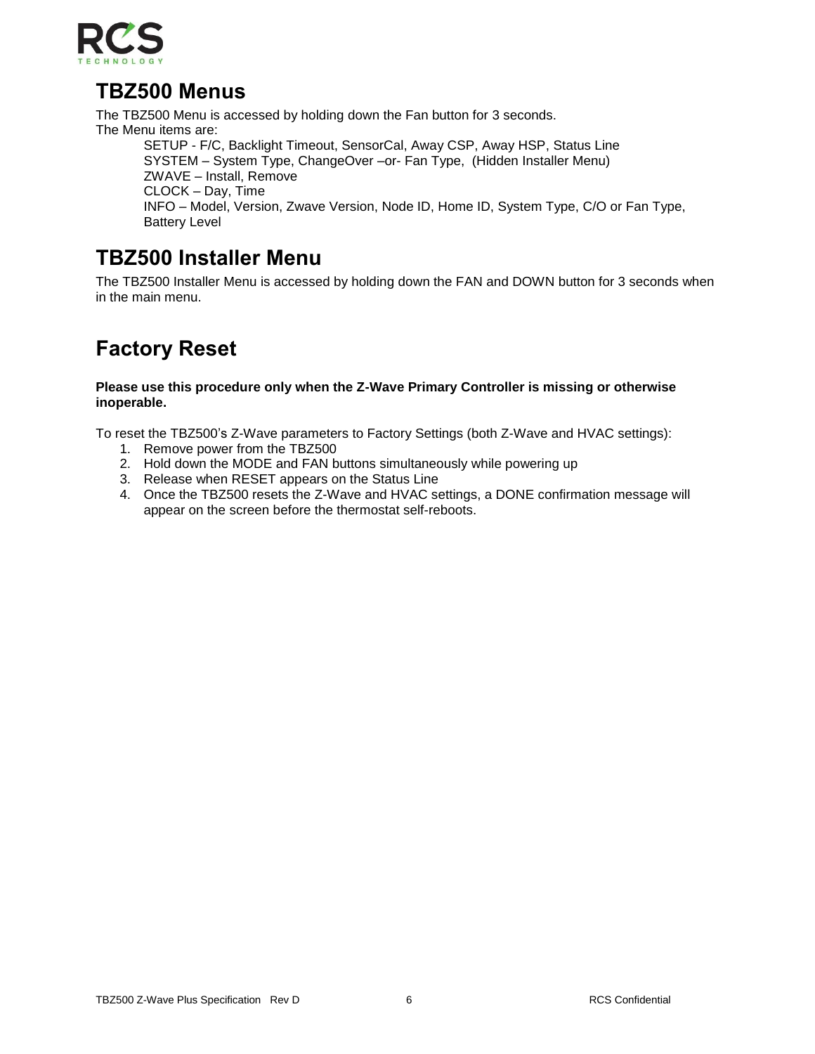# TBZ500 Menus

The TBZ500 Menu is accessed by holding down the Fan button for 3 seconds.
The Menu items are:

SETUP - F/C, Backlight Timeout, SensorCal, Away CSP, Away HSP, Status Line
SYSTEM – System Type, ChangeOver –or- Fan Type, (Hidden Installer Menu)
ZWAVE – Install, Remove
CLOCK – Day, Time
INFO – Model, Version, Zwave Version, Node ID, Home ID, System Type, C/O or Fan Type, Battery Level

# TBZ500 Installer Menu

The TBZ500 Installer Menu is accessed by holding down the FAN and DOWN button for 3 seconds when in the main menu.

# Factory Reset

**Please use this procedure only when the Z-Wave Primary Controller is missing or otherwise inoperable.**

To reset the TBZ500's Z-Wave parameters to Factory Settings (both Z-Wave and HVAC settings):

1. Remove power from the TBZ500
2. Hold down the MODE and FAN buttons simultaneously while powering up
3. Release when RESET appears on the Status Line
4. Once the TBZ500 resets the Z-Wave and HVAC settings, a DONE confirmation message will appear on the screen before the thermostat self-reboots.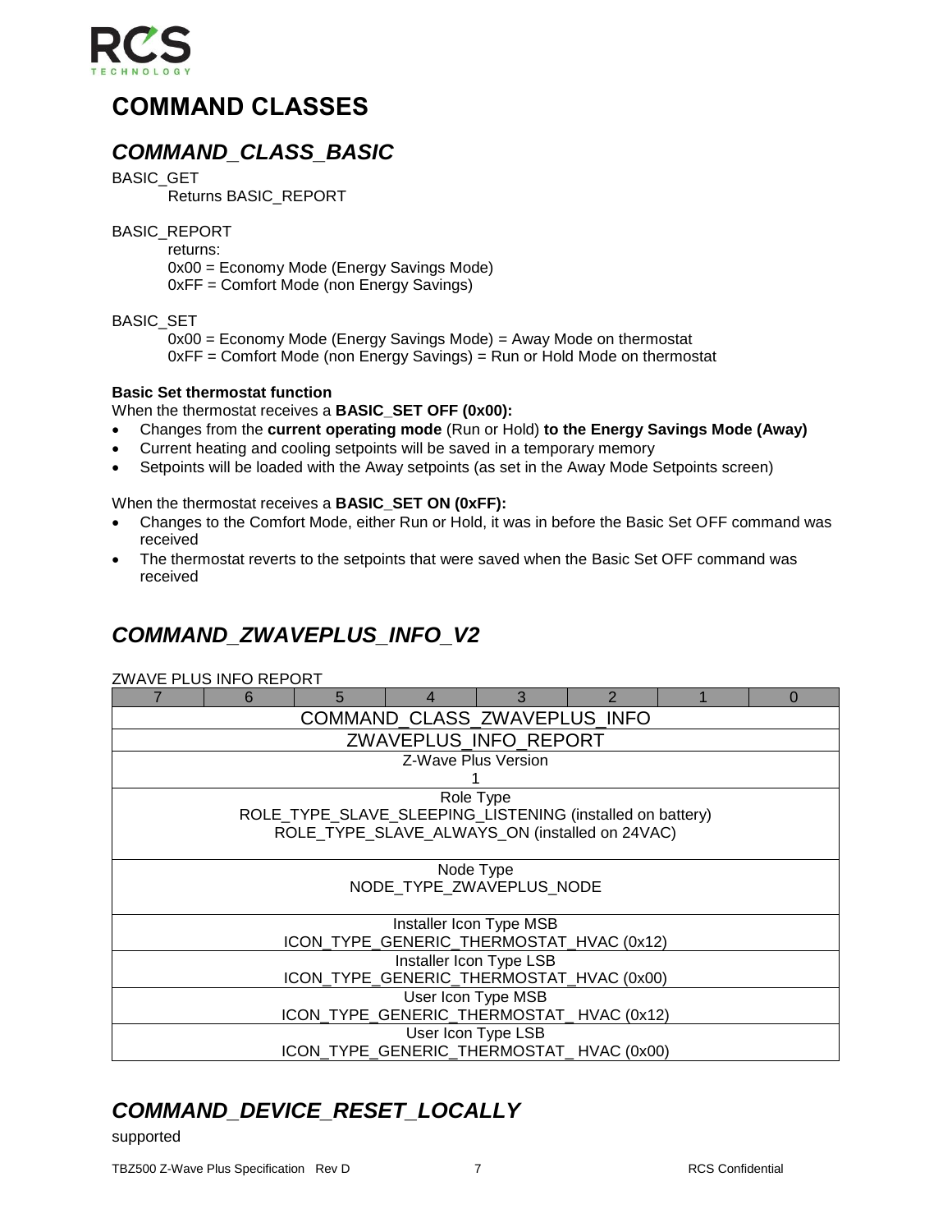# COMMAND CLASSES

## COMMAND_CLASS_BASIC

BASIC_GET
Returns BASIC_REPORT

BASIC_REPORT
returns:
0x00 = Economy Mode (Energy Savings Mode)
0xFF = Comfort Mode (non Energy Savings)

BASIC_SET
0x00 = Economy Mode (Energy Savings Mode) = Away Mode on thermostat
0xFF = Comfort Mode (non Energy Savings) = Run or Hold Mode on thermostat

**Basic Set thermostat function**

When the thermostat receives a **BASIC_SET OFF (0x00):**

- Changes from the **current operating mode** (Run or Hold) **to the Energy Savings Mode (Away)**
- Current heating and cooling setpoints will be saved in a temporary memory
- Setpoints will be loaded with the Away setpoints (as set in the Away Mode Setpoints screen)

When the thermostat receives a **BASIC_SET ON (0xFF):**

- Changes to the Comfort Mode, either Run or Hold, it was in before the Basic Set OFF command was received
- The thermostat reverts to the setpoints that were saved when the Basic Set OFF command was received

## COMMAND_ZWAVEPLUS_INFO_V2

ZWAVE PLUS INFO REPORT

| 7 | 6 | 5 | 4 | 3 | 2 | 1 | 0 |
|---|---|---|---|---|---|---|---|
| COMMAND_CLASS_ZWAVEPLUS_INFO | | | | | | | |
| ZWAVEPLUS_INFO_REPORT | | | | | | | |
| Z-Wave Plus Version<br>1 | | | | | | | |
| Role Type<br>ROLE_TYPE_SLAVE_SLEEPING_LISTENING (installed on battery)<br>ROLE_TYPE_SLAVE_ALWAYS_ON (installed on 24VAC) | | | | | | | |
| Node Type<br>NODE_TYPE_ZWAVEPLUS_NODE | | | | | | | |
| Installer Icon Type MSB<br>ICON_TYPE_GENERIC_THERMOSTAT_HVAC (0x12) | | | | | | | |
| Installer Icon Type LSB<br>ICON_TYPE_GENERIC_THERMOSTAT_HVAC (0x00) | | | | | | | |
| User Icon Type MSB<br>ICON_TYPE_GENERIC_THERMOSTAT_ HVAC (0x12) | | | | | | | |
| User Icon Type LSB<br>ICON_TYPE_GENERIC_THERMOSTAT_ HVAC (0x00) | | | | | | | |

## COMMAND_DEVICE_RESET_LOCALLY

supported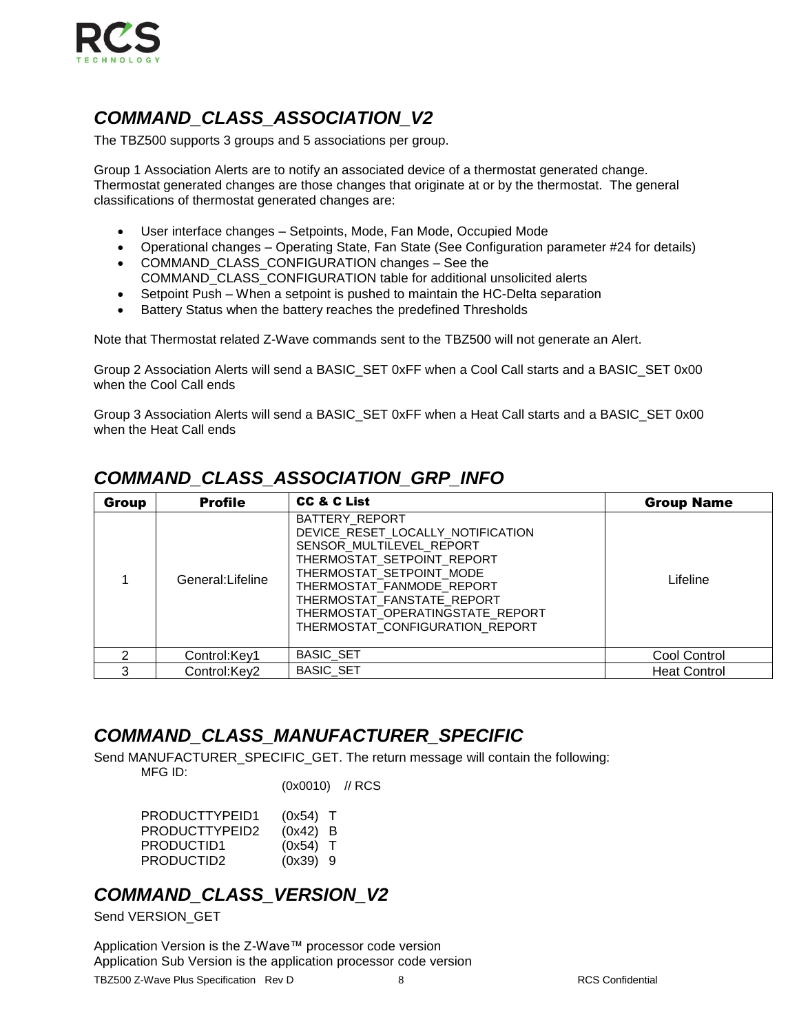## COMMAND_CLASS_ASSOCIATION_V2

The TBZ500 supports 3 groups and 5 associations per group.

Group 1 Association Alerts are to notify an associated device of a thermostat generated change. Thermostat generated changes are those changes that originate at or by the thermostat. The general classifications of thermostat generated changes are:

- User interface changes – Setpoints, Mode, Fan Mode, Occupied Mode
- Operational changes – Operating State, Fan State (See Configuration parameter #24 for details)
- COMMAND_CLASS_CONFIGURATION changes – See the COMMAND_CLASS_CONFIGURATION table for additional unsolicited alerts
- Setpoint Push – When a setpoint is pushed to maintain the HC-Delta separation
- Battery Status when the battery reaches the predefined Thresholds

Note that Thermostat related Z-Wave commands sent to the TBZ500 will not generate an Alert.

Group 2 Association Alerts will send a BASIC_SET 0xFF when a Cool Call starts and a BASIC_SET 0x00 when the Cool Call ends

Group 3 Association Alerts will send a BASIC_SET 0xFF when a Heat Call starts and a BASIC_SET 0x00 when the Heat Call ends

## COMMAND_CLASS_ASSOCIATION_GRP_INFO

| Group | Profile | CC & C List | Group Name |
|---|---|---|---|
| 1 | General:Lifeline | BATTERY_REPORT<br>DEVICE_RESET_LOCALLY_NOTIFICATION<br>SENSOR_MULTILEVEL_REPORT<br>THERMOSTAT_SETPOINT_REPORT<br>THERMOSTAT_SETPOINT_MODE<br>THERMOSTAT_FANMODE_REPORT<br>THERMOSTAT_FANSTATE_REPORT<br>THERMOSTAT_OPERATINGSTATE_REPORT<br>THERMOSTAT_CONFIGURATION_REPORT | Lifeline |
| 2 | Control:Key1 | BASIC_SET | Cool Control |
| 3 | Control:Key2 | BASIC_SET | Heat Control |

## COMMAND_CLASS_MANUFACTURER_SPECIFIC

Send MANUFACTURER_SPECIFIC_GET. The return message will contain the following:

MFG ID: (0x0010) // RCS

| | | |
|---|---|---|
| PRODUCTTYPEID1 | (0x54) | T |
| PRODUCTTYPEID2 | (0x42) | B |
| PRODUCTID1 | (0x54) | T |
| PRODUCTID2 | (0x39) | 9 |

## COMMAND_CLASS_VERSION_V2

Send VERSION_GET

Application Version is the Z-Wave™ processor code version
Application Sub Version is the application processor code version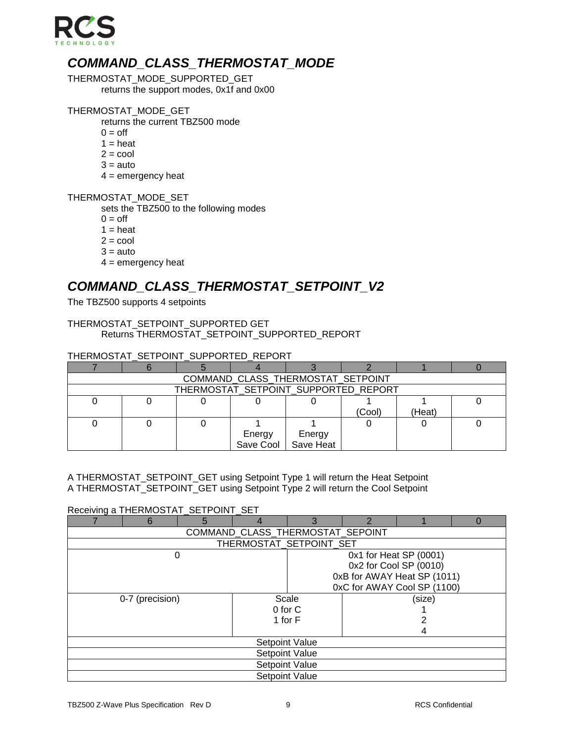## *COMMAND_CLASS_THERMOSTAT_MODE*

THERMOSTAT_MODE_SUPPORTED_GET

returns the support modes, 0x1f and 0x00

THERMOSTAT_MODE_GET

returns the current TBZ500 mode

0 = off
1 = heat
2 = cool
3 = auto
4 = emergency heat

THERMOSTAT_MODE_SET

sets the TBZ500 to the following modes

0 = off
1 = heat
2 = cool
3 = auto
4 = emergency heat

## *COMMAND_CLASS_THERMOSTAT_SETPOINT_V2*

The TBZ500 supports 4 setpoints

THERMOSTAT_SETPOINT_SUPPORTED GET

Returns THERMOSTAT_SETPOINT_SUPPORTED_REPORT

THERMOSTAT_SETPOINT_SUPPORTED_REPORT

| 7 | 6 | 5 | 4 | 3 | 2 | 1 | 0 |
|---|---|---|---|---|---|---|---|
| COMMAND_CLASS_THERMOSTAT_SETPOINT | | | | | | | |
| THERMOSTAT_SETPOINT_SUPPORTED_REPORT | | | | | | | |
| 0 | 0 | 0 | 0 | 0 | 1 (Cool) | 1 (Heat) | 0 |
| 0 | 0 | 0 | 1 Energy Save Cool | 1 Energy Save Heat | 0 | 0 | 0 |

A THERMOSTAT_SETPOINT_GET using Setpoint Type 1 will return the Heat Setpoint
A THERMOSTAT_SETPOINT_GET using Setpoint Type 2 will return the Cool Setpoint

Receiving a THERMOSTAT_SETPOINT_SET

| 7 | 6 | 5 | 4 | 3 | 2 | 1 | 0 |
|---|---|---|---|---|---|---|---|
| COMMAND_CLASS_THERMOSTAT_SEPOINT | | | | | | | |
| THERMOSTAT_SETPOINT_SET | | | | | | | |
| 0 | | | | 0x1 for Heat SP (0001)<br>0x2 for Cool SP (0010)<br>0xB for AWAY Heat SP (1011)<br>0xC for AWAY Cool SP (1100) | | | |
| 0-7 (precision) | | | Scale<br>0 for C<br>1 for F | | (size)<br>1<br>2<br>4 | | |
| Setpoint Value | | | | | | | |
| Setpoint Value | | | | | | | |
| Setpoint Value | | | | | | | |
| Setpoint Value | | | | | | | |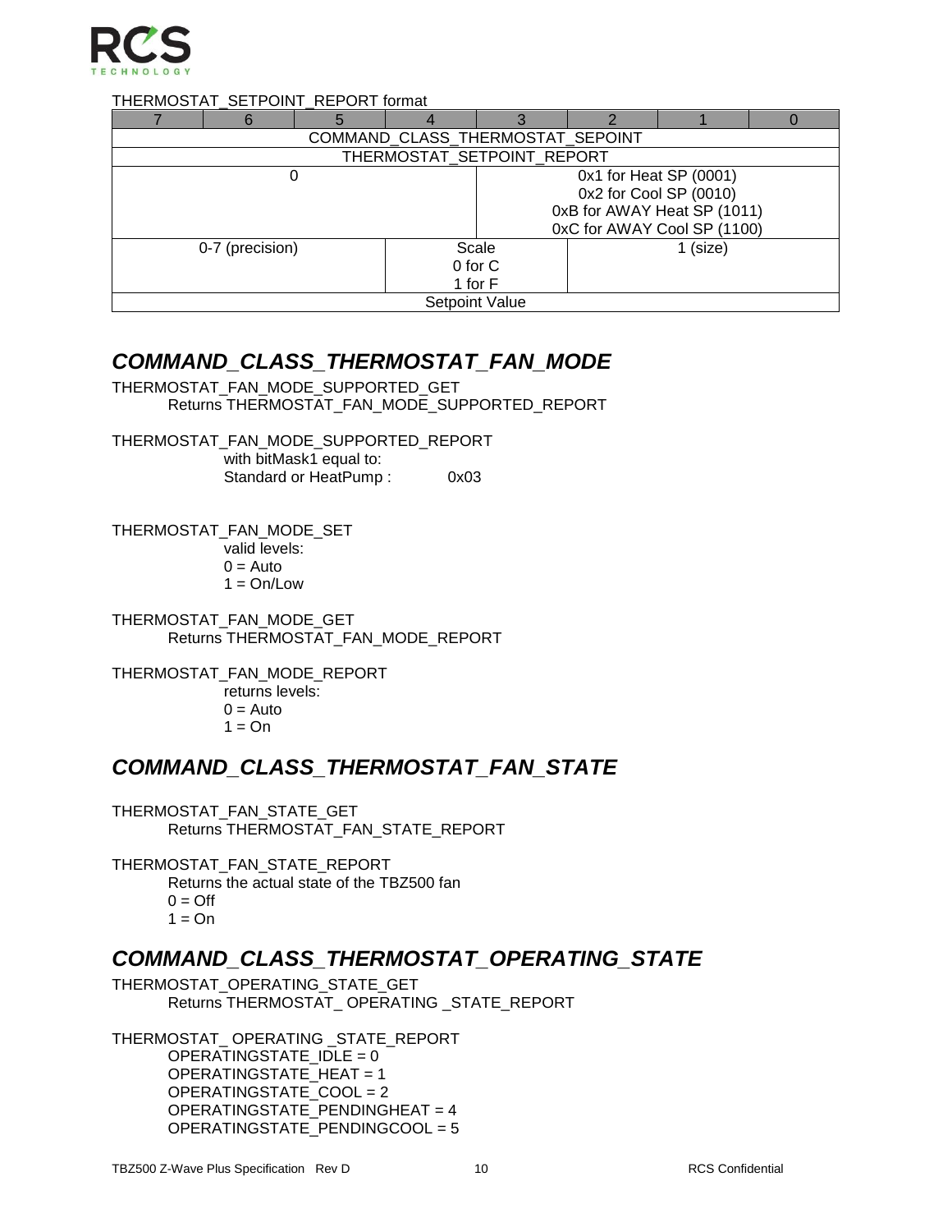THERMOSTAT_SETPOINT_REPORT format

| 7 | 6 | 5 | 4 | 3 | 2 | 1 | 0 |
|---|---|---|---|---|---|---|---|
| COMMAND_CLASS_THERMOSTAT_SEPOINT | | | | | | | |
| THERMOSTAT_SETPOINT_REPORT | | | | | | | |
| 0 | | | | 0x1 for Heat SP (0001)<br>0x2 for Cool SP (0010)<br>0xB for AWAY Heat SP (1011)<br>0xC for AWAY Cool SP (1100) | | | |
| 0-7 (precision) | | | Scale<br>0 for C<br>1 for F | | 1 (size) | | |
| Setpoint Value | | | | | | | |

## *COMMAND_CLASS_THERMOSTAT_FAN_MODE*

THERMOSTAT_FAN_MODE_SUPPORTED_GET
  Returns THERMOSTAT_FAN_MODE_SUPPORTED_REPORT

THERMOSTAT_FAN_MODE_SUPPORTED_REPORT
  with bitMask1 equal to:
  Standard or HeatPump :  0x03

THERMOSTAT_FAN_MODE_SET
  valid levels:
  0 = Auto
  1 = On/Low

THERMOSTAT_FAN_MODE_GET
  Returns THERMOSTAT_FAN_MODE_REPORT

THERMOSTAT_FAN_MODE_REPORT
  returns levels:
  0 = Auto
  1 = On

## *COMMAND_CLASS_THERMOSTAT_FAN_STATE*

THERMOSTAT_FAN_STATE_GET
  Returns THERMOSTAT_FAN_STATE_REPORT

THERMOSTAT_FAN_STATE_REPORT
  Returns the actual state of the TBZ500 fan
  0 = Off
  1 = On

## *COMMAND_CLASS_THERMOSTAT_OPERATING_STATE*

THERMOSTAT_OPERATING_STATE_GET
  Returns THERMOSTAT_ OPERATING _STATE_REPORT

THERMOSTAT_ OPERATING _STATE_REPORT
  OPERATINGSTATE_IDLE = 0
  OPERATINGSTATE_HEAT = 1
  OPERATINGSTATE_COOL = 2
  OPERATINGSTATE_PENDINGHEAT = 4
  OPERATINGSTATE_PENDINGCOOL = 5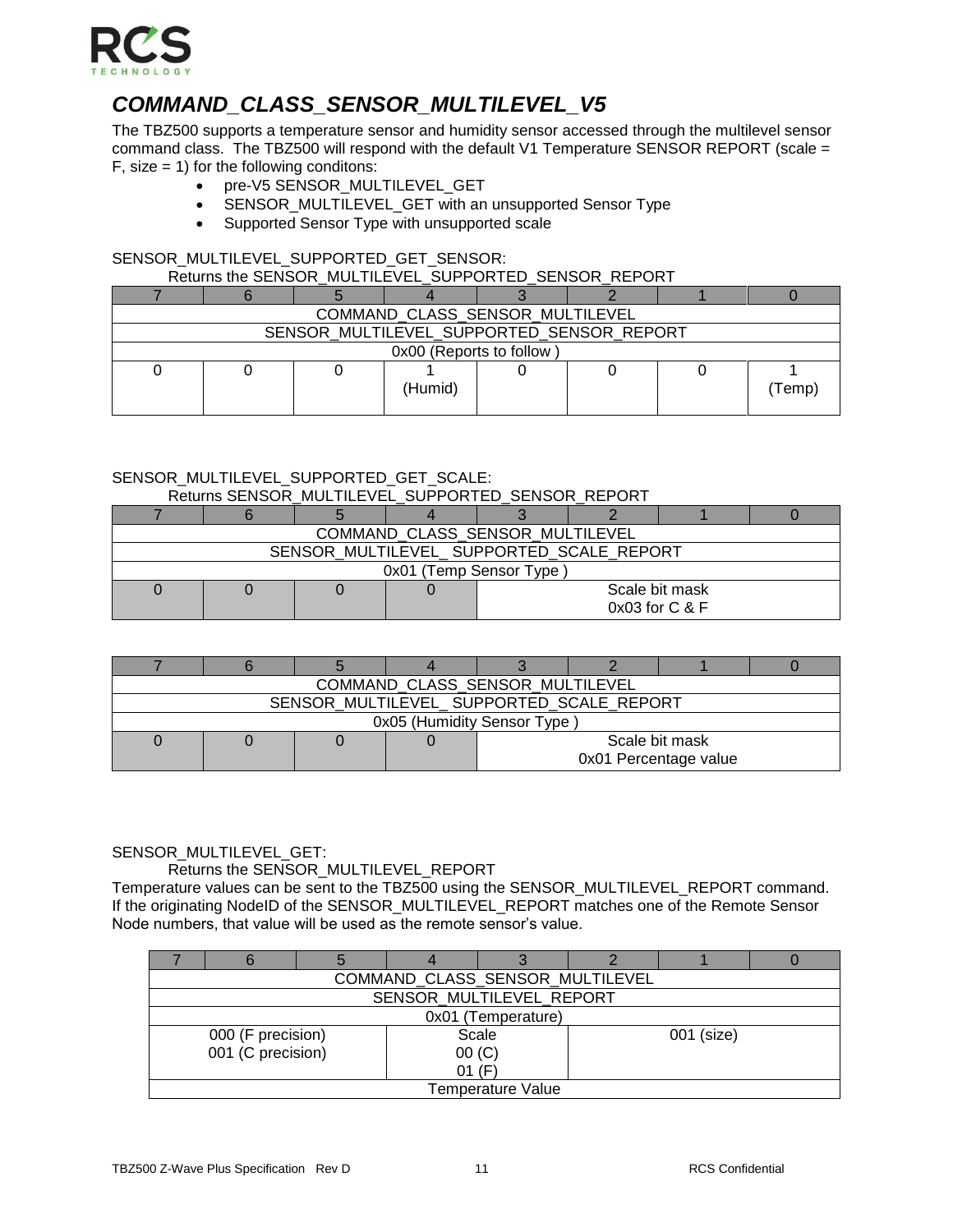## *COMMAND_CLASS_SENSOR_MULTILEVEL_V5*

The TBZ500 supports a temperature sensor and humidity sensor accessed through the multilevel sensor command class. The TBZ500 will respond with the default V1 Temperature SENSOR REPORT (scale = F, size = 1) for the following conditons:

- pre-V5 SENSOR_MULTILEVEL_GET
- SENSOR_MULTILEVEL_GET with an unsupported Sensor Type
- Supported Sensor Type with unsupported scale

SENSOR_MULTILEVEL_SUPPORTED_GET_SENSOR:

Returns the SENSOR_MULTILEVEL_SUPPORTED_SENSOR_REPORT

| 7 | 6 | 5 | 4 | 3 | 2 | 1 | 0 |
|---|---|---|---|---|---|---|---|
| COMMAND_CLASS_SENSOR_MULTILEVEL | | | | | | | |
| SENSOR_MULTILEVEL_SUPPORTED_SENSOR_REPORT | | | | | | | |
| 0x00 (Reports to follow ) | | | | | | | |
| 0 | 0 | 0 | 1 (Humid) | 0 | 0 | 0 | 1 (Temp) |

SENSOR_MULTILEVEL_SUPPORTED_GET_SCALE:

Returns SENSOR_MULTILEVEL_SUPPORTED_SENSOR_REPORT

| 7 | 6 | 5 | 4 | 3 | 2 | 1 | 0 |
|---|---|---|---|---|---|---|---|
| COMMAND_CLASS_SENSOR_MULTILEVEL | | | | | | | |
| SENSOR_MULTILEVEL_ SUPPORTED_SCALE_REPORT | | | | | | | |
| 0x01 (Temp Sensor Type ) | | | | | | | |
| 0 | 0 | 0 | 0 | Scale bit mask 0x03 for C & F | | | |

| 7 | 6 | 5 | 4 | 3 | 2 | 1 | 0 |
|---|---|---|---|---|---|---|---|
| COMMAND_CLASS_SENSOR_MULTILEVEL | | | | | | | |
| SENSOR_MULTILEVEL_ SUPPORTED_SCALE_REPORT | | | | | | | |
| 0x05 (Humidity Sensor Type ) | | | | | | | |
| 0 | 0 | 0 | 0 | Scale bit mask 0x01 Percentage value | | | |

SENSOR_MULTILEVEL_GET:

Returns the SENSOR_MULTILEVEL_REPORT

Temperature values can be sent to the TBZ500 using the SENSOR_MULTILEVEL_REPORT command. If the originating NodeID of the SENSOR_MULTILEVEL_REPORT matches one of the Remote Sensor Node numbers, that value will be used as the remote sensor's value.

| 7 | 6 | 5 | 4 | 3 | 2 | 1 | 0 |
|---|---|---|---|---|---|---|---|
| COMMAND_CLASS_SENSOR_MULTILEVEL | | | | | | | |
| SENSOR_MULTILEVEL_REPORT | | | | | | | |
| 0x01 (Temperature) | | | | | | | |
| 000 (F precision) 001 (C precision) | | | Scale 00 (C) 01 (F) | | 001 (size) | | |
| Temperature Value | | | | | | | |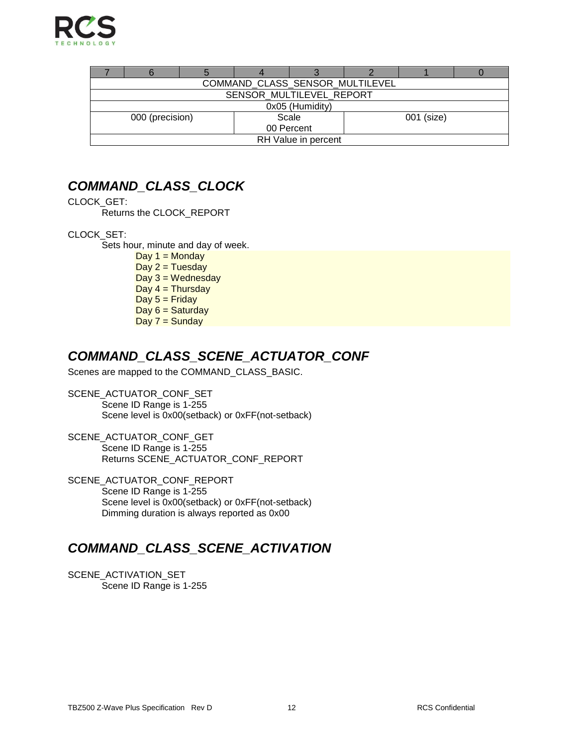| 7 | 6 | 5 | 4 | 3 | 2 | 1 | 0 |
|---|---|---|---|---|---|---|---|
| COMMAND_CLASS_SENSOR_MULTILEVEL | | | | | | | |
| SENSOR_MULTILEVEL_REPORT | | | | | | | |
| 0x05 (Humidity) | | | | | | | |
| 000 (precision) | | | Scale 00 Percent | | 001 (size) | | |
| RH Value in percent | | | | | | | |

## *COMMAND_CLASS_CLOCK*

CLOCK_GET:

Returns the CLOCK_REPORT

CLOCK_SET:

Sets hour, minute and day of week.

Day 1 = Monday
Day 2 = Tuesday
Day 3 = Wednesday
Day 4 = Thursday
Day 5 = Friday
Day 6 = Saturday
Day 7 = Sunday

## *COMMAND_CLASS_SCENE_ACTUATOR_CONF*

Scenes are mapped to the COMMAND_CLASS_BASIC.

SCENE_ACTUATOR_CONF_SET

Scene ID Range is 1-255
Scene level is 0x00(setback) or 0xFF(not-setback)

SCENE_ACTUATOR_CONF_GET

Scene ID Range is 1-255
Returns SCENE_ACTUATOR_CONF_REPORT

SCENE_ACTUATOR_CONF_REPORT

Scene ID Range is 1-255
Scene level is 0x00(setback) or 0xFF(not-setback)
Dimming duration is always reported as 0x00

## *COMMAND_CLASS_SCENE_ACTIVATION*

SCENE_ACTIVATION_SET

Scene ID Range is 1-255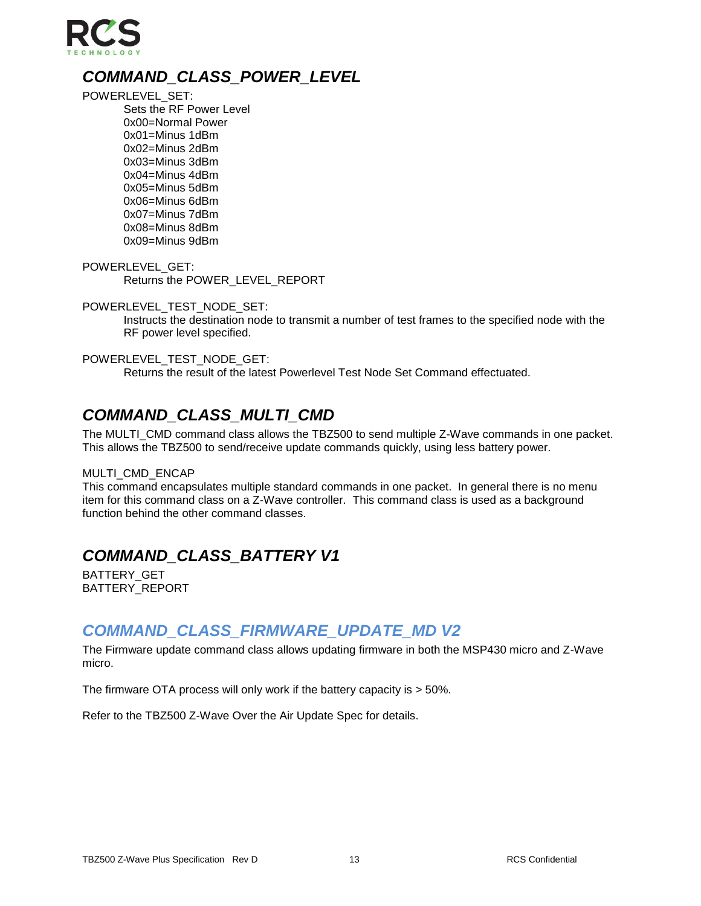## *COMMAND_CLASS_POWER_LEVEL*

POWERLEVEL_SET:

Sets the RF Power Level
0x00=Normal Power
0x01=Minus 1dBm
0x02=Minus 2dBm
0x03=Minus 3dBm
0x04=Minus 4dBm
0x05=Minus 5dBm
0x06=Minus 6dBm
0x07=Minus 7dBm
0x08=Minus 8dBm
0x09=Minus 9dBm

POWERLEVEL_GET:

Returns the POWER_LEVEL_REPORT

POWERLEVEL_TEST_NODE_SET:

Instructs the destination node to transmit a number of test frames to the specified node with the RF power level specified.

POWERLEVEL_TEST_NODE_GET:

Returns the result of the latest Powerlevel Test Node Set Command effectuated.

## *COMMAND_CLASS_MULTI_CMD*

The MULTI_CMD command class allows the TBZ500 to send multiple Z-Wave commands in one packet. This allows the TBZ500 to send/receive update commands quickly, using less battery power.

MULTI_CMD_ENCAP
This command encapsulates multiple standard commands in one packet. In general there is no menu item for this command class on a Z-Wave controller. This command class is used as a background function behind the other command classes.

## *COMMAND_CLASS_BATTERY V1*

BATTERY_GET
BATTERY_REPORT

## *COMMAND_CLASS_FIRMWARE_UPDATE_MD V2*

The Firmware update command class allows updating firmware in both the MSP430 micro and Z-Wave micro.

The firmware OTA process will only work if the battery capacity is > 50%.

Refer to the TBZ500 Z-Wave Over the Air Update Spec for details.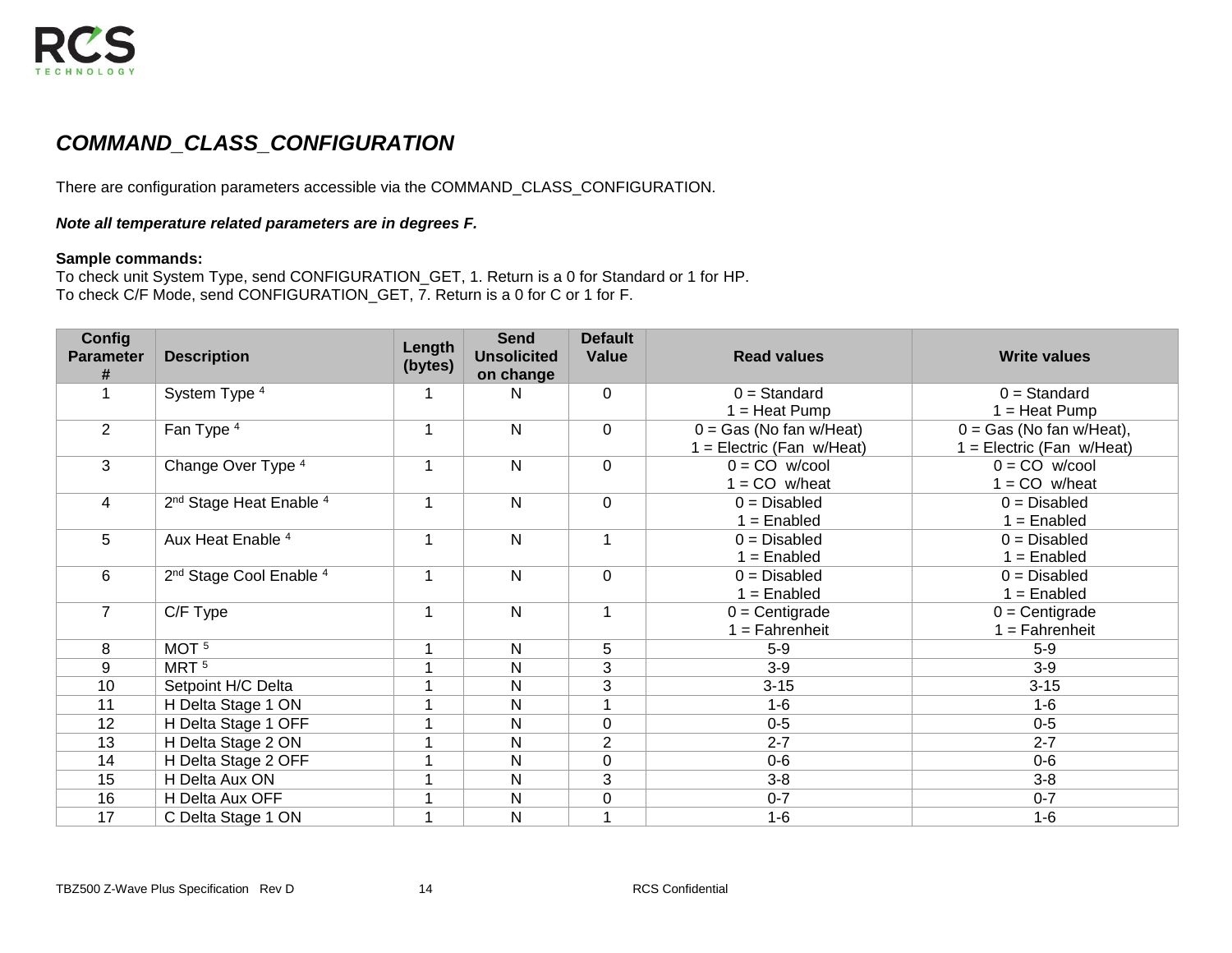## *COMMAND_CLASS_CONFIGURATION*

There are configuration parameters accessible via the COMMAND_CLASS_CONFIGURATION.

***Note all temperature related parameters are in degrees F.***

**Sample commands:**
To check unit System Type, send CONFIGURATION_GET, 1. Return is a 0 for Standard or 1 for HP.
To check C/F Mode, send CONFIGURATION_GET, 7. Return is a 0 for C or 1 for F.

| Config Parameter # | Description | Length (bytes) | Send Unsolicited on change | Default Value | Read values | Write values |
|---|---|---|---|---|---|---|
| 1 | System Type [4] | 1 | N | 0 | 0 = Standard<br>1 = Heat Pump | 0 = Standard<br>1 = Heat Pump |
| 2 | Fan Type [4] | 1 | N | 0 | 0 = Gas (No fan w/Heat)<br>1 = Electric (Fan w/Heat) | 0 = Gas (No fan w/Heat),<br>1 = Electric (Fan w/Heat) |
| 3 | Change Over Type [4] | 1 | N | 0 | 0 = CO w/cool<br>1 = CO w/heat | 0 = CO w/cool<br>1 = CO w/heat |
| 4 | 2nd Stage Heat Enable [4] | 1 | N | 0 | 0 = Disabled<br>1 = Enabled | 0 = Disabled<br>1 = Enabled |
| 5 | Aux Heat Enable [4] | 1 | N | 1 | 0 = Disabled<br>1 = Enabled | 0 = Disabled<br>1 = Enabled |
| 6 | 2nd Stage Cool Enable [4] | 1 | N | 0 | 0 = Disabled<br>1 = Enabled | 0 = Disabled<br>1 = Enabled |
| 7 | C/F Type | 1 | N | 1 | 0 = Centigrade<br>1 = Fahrenheit | 0 = Centigrade<br>1 = Fahrenheit |
| 8 | MOT [5] | 1 | N | 5 | 5-9 | 5-9 |
| 9 | MRT [5] | 1 | N | 3 | 3-9 | 3-9 |
| 10 | Setpoint H/C Delta | 1 | N | 3 | 3-15 | 3-15 |
| 11 | H Delta Stage 1 ON | 1 | N | 1 | 1-6 | 1-6 |
| 12 | H Delta Stage 1 OFF | 1 | N | 0 | 0-5 | 0-5 |
| 13 | H Delta Stage 2 ON | 1 | N | 2 | 2-7 | 2-7 |
| 14 | H Delta Stage 2 OFF | 1 | N | 0 | 0-6 | 0-6 |
| 15 | H Delta Aux ON | 1 | N | 3 | 3-8 | 3-8 |
| 16 | H Delta Aux OFF | 1 | N | 0 | 0-7 | 0-7 |
| 17 | C Delta Stage 1 ON | 1 | N | 1 | 1-6 | 1-6 |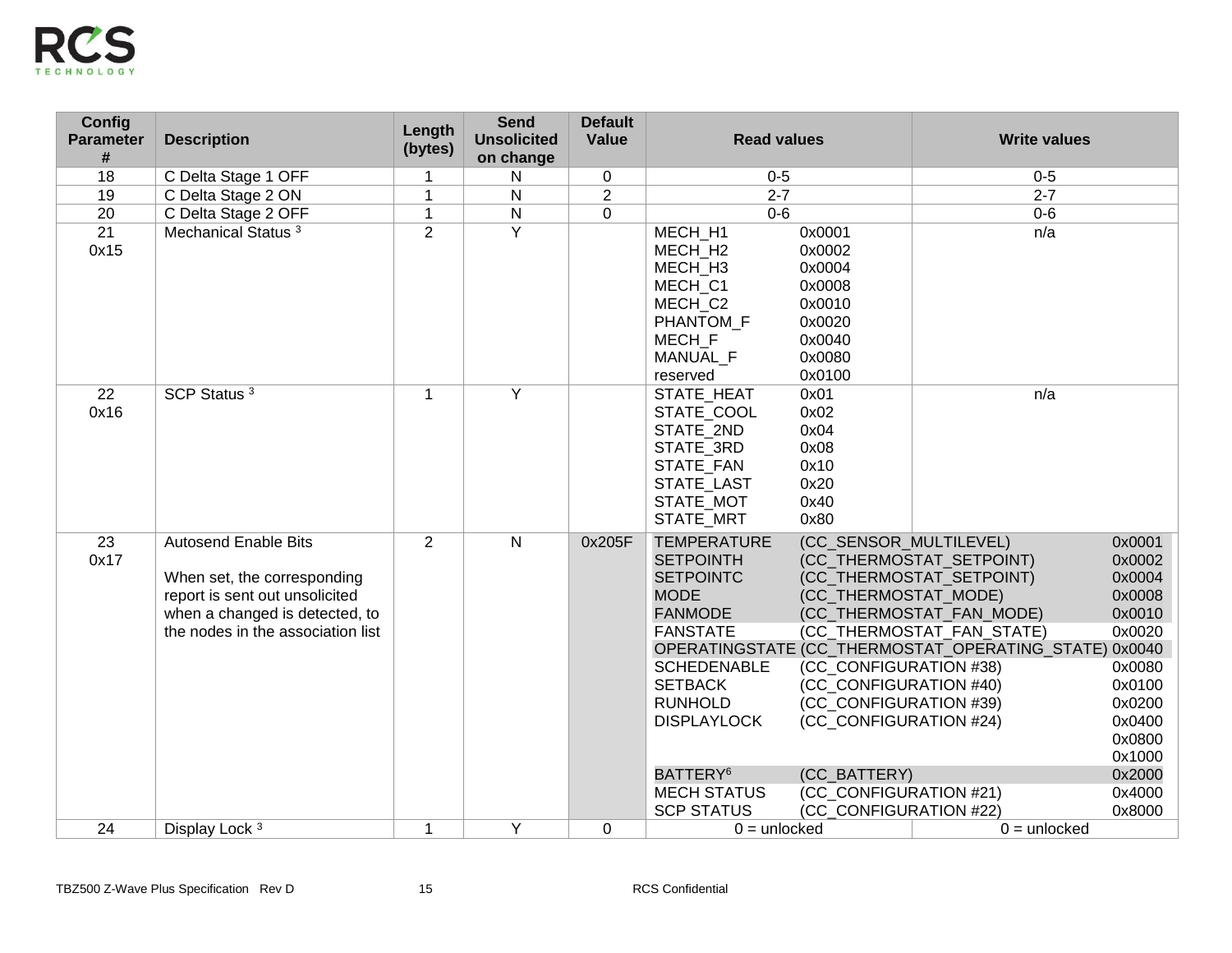| Config Parameter # | Description | Length (bytes) | Send Unsolicited on change | Default Value | Read values | Write values |
|---|---|---|---|---|---|---|
| 18 | C Delta Stage 1 OFF | 1 | N | 0 | 0-5 | 0-5 |
| 19 | C Delta Stage 2 ON | 1 | N | 2 | 2-7 | 2-7 |
| 20 | C Delta Stage 2 OFF | 1 | N | 0 | 0-6 | 0-6 |
| 21<br>0x15 | Mechanical Status [3] | 2 | Y | | MECH_H1 0x0001<br>MECH_H2 0x0002<br>MECH_H3 0x0004<br>MECH_C1 0x0008<br>MECH_C2 0x0010<br>PHANTOM_F 0x0020<br>MECH_F 0x0040<br>MANUAL_F 0x0080<br>reserved 0x0100 | n/a |
| 22<br>0x16 | SCP Status [3] | 1 | Y | | STATE_HEAT 0x01<br>STATE_COOL 0x02<br>STATE_2ND 0x04<br>STATE_3RD 0x08<br>STATE_FAN 0x10<br>STATE_LAST 0x20<br>STATE_MOT 0x40<br>STATE_MRT 0x80 | n/a |
| 23<br>0x17 | Autosend Enable Bits<br><br>When set, the corresponding report is sent out unsolicited when a changed is detected, to the nodes in the association list | 2 | N | 0x205F | TEMPERATURE (CC_SENSOR_MULTILEVEL) 0x0001<br>SETPOINTH (CC_THERMOSTAT_SETPOINT) 0x0002<br>SETPOINTC (CC_THERMOSTAT_SETPOINT) 0x0004<br>MODE (CC_THERMOSTAT_MODE) 0x0008<br>FANMODE (CC_THERMOSTAT_FAN_MODE) 0x0010<br>FANSTATE (CC_THERMOSTAT_FAN_STATE) 0x0020<br>OPERATINGSTATE (CC_THERMOSTAT_OPERATING_STATE) 0x0040<br>SCHEDENABLE (CC_CONFIGURATION #38) 0x0080<br>SETBACK (CC_CONFIGURATION #40) 0x0100<br>RUNHOLD (CC_CONFIGURATION #39) 0x0200<br>DISPLAYLOCK (CC_CONFIGURATION #24) 0x0400<br>0x0800<br>0x1000<br>BATTERY[6] (CC_BATTERY) 0x2000<br>MECH STATUS (CC_CONFIGURATION #21) 0x4000<br>SCP STATUS (CC_CONFIGURATION #22) 0x8000 | |
| 24 | Display Lock [3] | 1 | Y | 0 | 0 = unlocked | 0 = unlocked |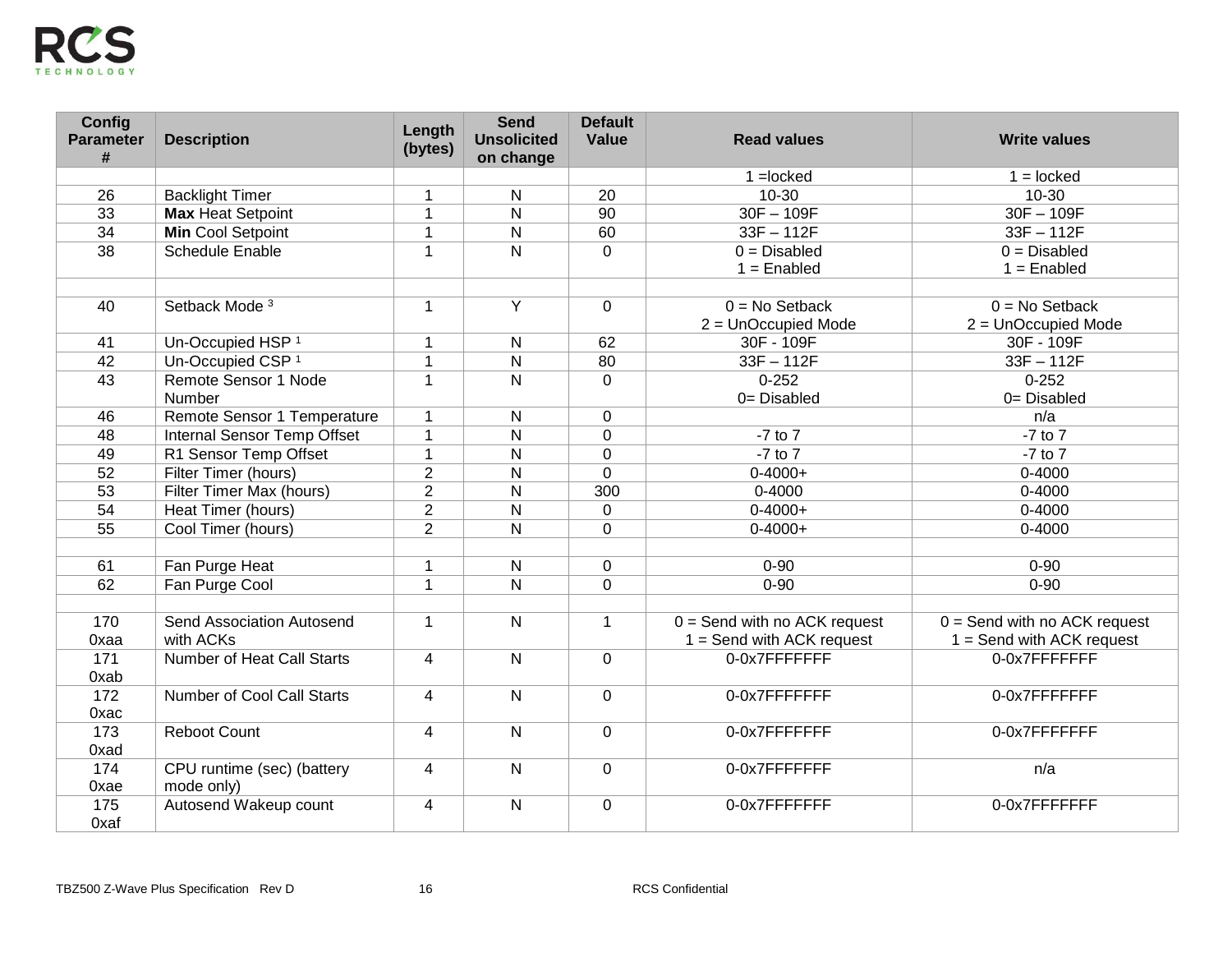| Config Parameter # | Description | Length (bytes) | Send Unsolicited on change | Default Value | Read values | Write values |
|---|---|---|---|---|---|---|
| | | | | | 1 =locked | 1 = locked |
| 26 | Backlight Timer | 1 | N | 20 | 10-30 | 10-30 |
| 33 | **Max** Heat Setpoint | 1 | N | 90 | 30F – 109F | 30F – 109F |
| 34 | **Min** Cool Setpoint | 1 | N | 60 | 33F – 112F | 33F – 112F |
| 38 | Schedule Enable | 1 | N | 0 | 0 = Disabled<br>1 = Enabled | 0 = Disabled<br>1 = Enabled |
| | | | | | | |
| 40 | Setback Mode [3] | 1 | Y | 0 | 0 = No Setback<br>2 = UnOccupied Mode | 0 = No Setback<br>2 = UnOccupied Mode |
| 41 | Un-Occupied HSP [1] | 1 | N | 62 | 30F - 109F | 30F - 109F |
| 42 | Un-Occupied CSP [1] | 1 | N | 80 | 33F – 112F | 33F – 112F |
| 43 | Remote Sensor 1 Node Number | 1 | N | 0 | 0-252<br>0= Disabled | 0-252<br>0= Disabled |
| 46 | Remote Sensor 1 Temperature | 1 | N | 0 | | n/a |
| 48 | Internal Sensor Temp Offset | 1 | N | 0 | -7 to 7 | -7 to 7 |
| 49 | R1 Sensor Temp Offset | 1 | N | 0 | -7 to 7 | -7 to 7 |
| 52 | Filter Timer (hours) | 2 | N | 0 | 0-4000+ | 0-4000 |
| 53 | Filter Timer Max (hours) | 2 | N | 300 | 0-4000 | 0-4000 |
| 54 | Heat Timer (hours) | 2 | N | 0 | 0-4000+ | 0-4000 |
| 55 | Cool Timer (hours) | 2 | N | 0 | 0-4000+ | 0-4000 |
| | | | | | | |
| 61 | Fan Purge Heat | 1 | N | 0 | 0-90 | 0-90 |
| 62 | Fan Purge Cool | 1 | N | 0 | 0-90 | 0-90 |
| | | | | | | |
| 170<br>0xaa | Send Association Autosend with ACKs | 1 | N | 1 | 0 = Send with no ACK request<br>1 = Send with ACK request | 0 = Send with no ACK request<br>1 = Send with ACK request |
| 171<br>0xab | Number of Heat Call Starts | 4 | N | 0 | 0-0x7FFFFFFF | 0-0x7FFFFFFF |
| 172<br>0xac | Number of Cool Call Starts | 4 | N | 0 | 0-0x7FFFFFFF | 0-0x7FFFFFFF |
| 173<br>0xad | Reboot Count | 4 | N | 0 | 0-0x7FFFFFFF | 0-0x7FFFFFFF |
| 174<br>0xae | CPU runtime (sec) (battery mode only) | 4 | N | 0 | 0-0x7FFFFFFF | n/a |
| 175<br>0xaf | Autosend Wakeup count | 4 | N | 0 | 0-0x7FFFFFFF | 0-0x7FFFFFFF |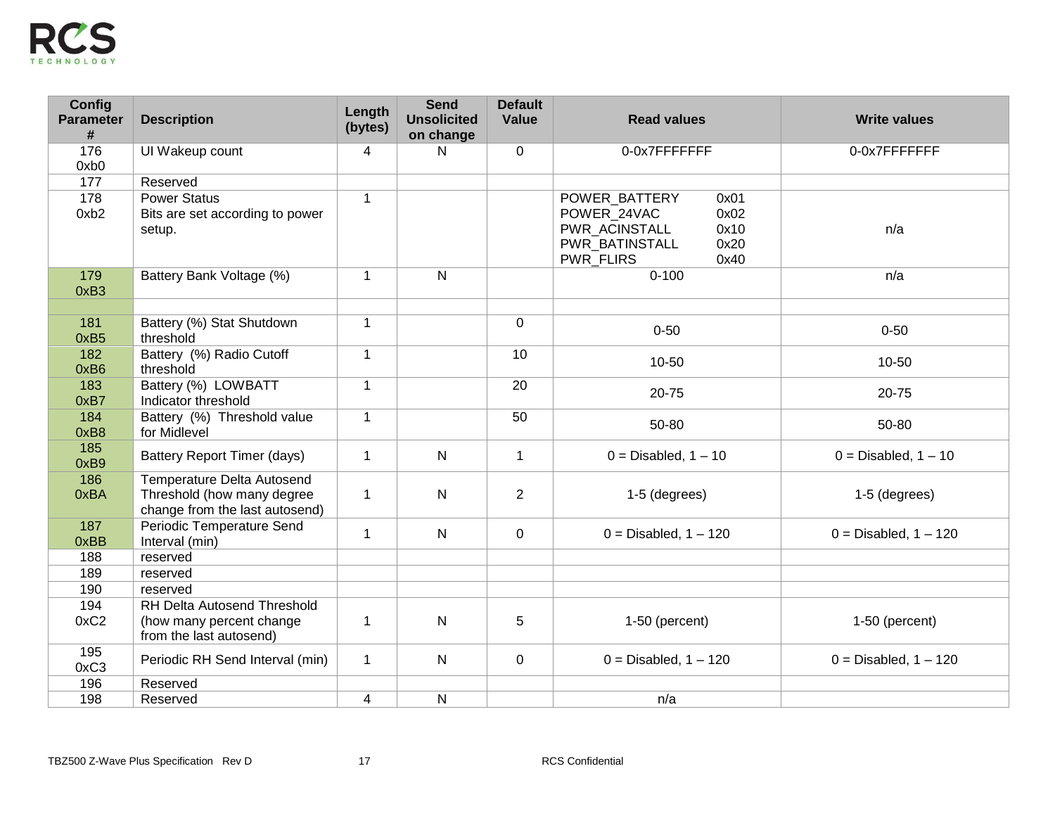| Config Parameter # | Description | Length (bytes) | Send Unsolicited on change | Default Value | Read values | Write values |
|---|---|---|---|---|---|---|
| 176<br>0xb0 | UI Wakeup count | 4 | N | 0 | 0-0x7FFFFFFF | 0-0x7FFFFFFF |
| 177 | Reserved | | | | | |
| 178<br>0xb2 | Power Status<br>Bits are set according to power setup. | 1 | | | POWER_BATTERY 0x01<br>POWER_24VAC 0x02<br>PWR_ACINSTALL 0x10<br>PWR_BATINSTALL 0x20<br>PWR_FLIRS 0x40 | n/a |
| 179<br>0xB3 | Battery Bank Voltage (%) | 1 | N | | 0-100 | n/a |
| | | | | | | |
| 181<br>0xB5 | Battery (%) Stat Shutdown threshold | 1 | | 0 | 0-50 | 0-50 |
| 182<br>0xB6 | Battery (%) Radio Cutoff threshold | 1 | | 10 | 10-50 | 10-50 |
| 183<br>0xB7 | Battery (%) LOWBATT Indicator threshold | 1 | | 20 | 20-75 | 20-75 |
| 184<br>0xB8 | Battery (%) Threshold value for Midlevel | 1 | | 50 | 50-80 | 50-80 |
| 185<br>0xB9 | Battery Report Timer (days) | 1 | N | 1 | 0 = Disabled, 1 – 10 | 0 = Disabled, 1 – 10 |
| 186<br>0xBA | Temperature Delta Autosend Threshold (how many degree change from the last autosend) | 1 | N | 2 | 1-5 (degrees) | 1-5 (degrees) |
| 187<br>0xBB | Periodic Temperature Send Interval (min) | 1 | N | 0 | 0 = Disabled, 1 – 120 | 0 = Disabled, 1 – 120 |
| 188 | reserved | | | | | |
| 189 | reserved | | | | | |
| 190 | reserved | | | | | |
| 194<br>0xC2 | RH Delta Autosend Threshold (how many percent change from the last autosend) | 1 | N | 5 | 1-50 (percent) | 1-50 (percent) |
| 195<br>0xC3 | Periodic RH Send Interval (min) | 1 | N | 0 | 0 = Disabled, 1 – 120 | 0 = Disabled, 1 – 120 |
| 196 | Reserved | | | | | |
| 198 | Reserved | 4 | N | | n/a | |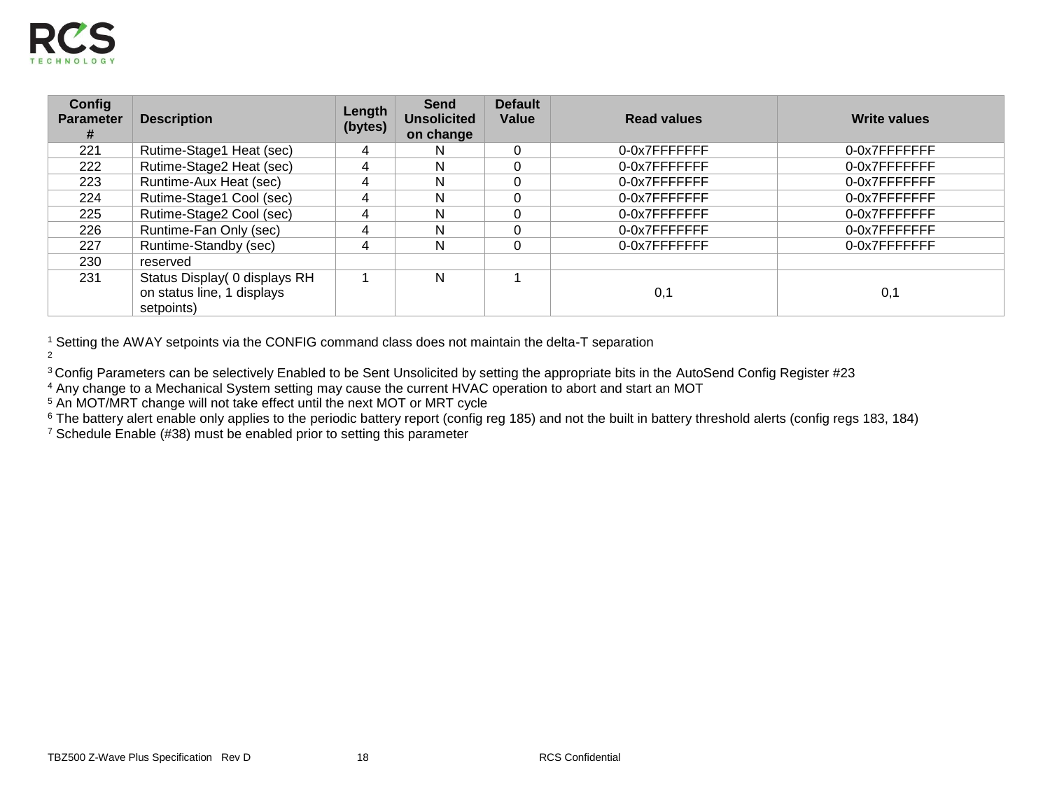| Config Parameter # | Description | Length (bytes) | Send Unsolicited on change | Default Value | Read values | Write values |
|---|---|---|---|---|---|---|
| 221 | Rutime-Stage1 Heat (sec) | 4 | N | 0 | 0-0x7FFFFFFF | 0-0x7FFFFFFF |
| 222 | Rutime-Stage2 Heat (sec) | 4 | N | 0 | 0-0x7FFFFFFF | 0-0x7FFFFFFF |
| 223 | Runtime-Aux Heat (sec) | 4 | N | 0 | 0-0x7FFFFFFF | 0-0x7FFFFFFF |
| 224 | Rutime-Stage1 Cool (sec) | 4 | N | 0 | 0-0x7FFFFFFF | 0-0x7FFFFFFF |
| 225 | Rutime-Stage2 Cool (sec) | 4 | N | 0 | 0-0x7FFFFFFF | 0-0x7FFFFFFF |
| 226 | Runtime-Fan Only (sec) | 4 | N | 0 | 0-0x7FFFFFFF | 0-0x7FFFFFFF |
| 227 | Runtime-Standby (sec) | 4 | N | 0 | 0-0x7FFFFFFF | 0-0x7FFFFFFF |
| 230 | reserved | | | | | |
| 231 | Status Display( 0 displays RH on status line, 1 displays setpoints) | 1 | N | 1 | 0,1 | 0,1 |

[1] Setting the AWAY setpoints via the CONFIG command class does not maintain the delta-T separation

[2]

[3] Config Parameters can be selectively Enabled to be Sent Unsolicited by setting the appropriate bits in the AutoSend Config Register #23

[4] Any change to a Mechanical System setting may cause the current HVAC operation to abort and start an MOT

[5] An MOT/MRT change will not take effect until the next MOT or MRT cycle

[6] The battery alert enable only applies to the periodic battery report (config reg 185) and not the built in battery threshold alerts (config regs 183, 184)

[7] Schedule Enable (#38) must be enabled prior to setting this parameter